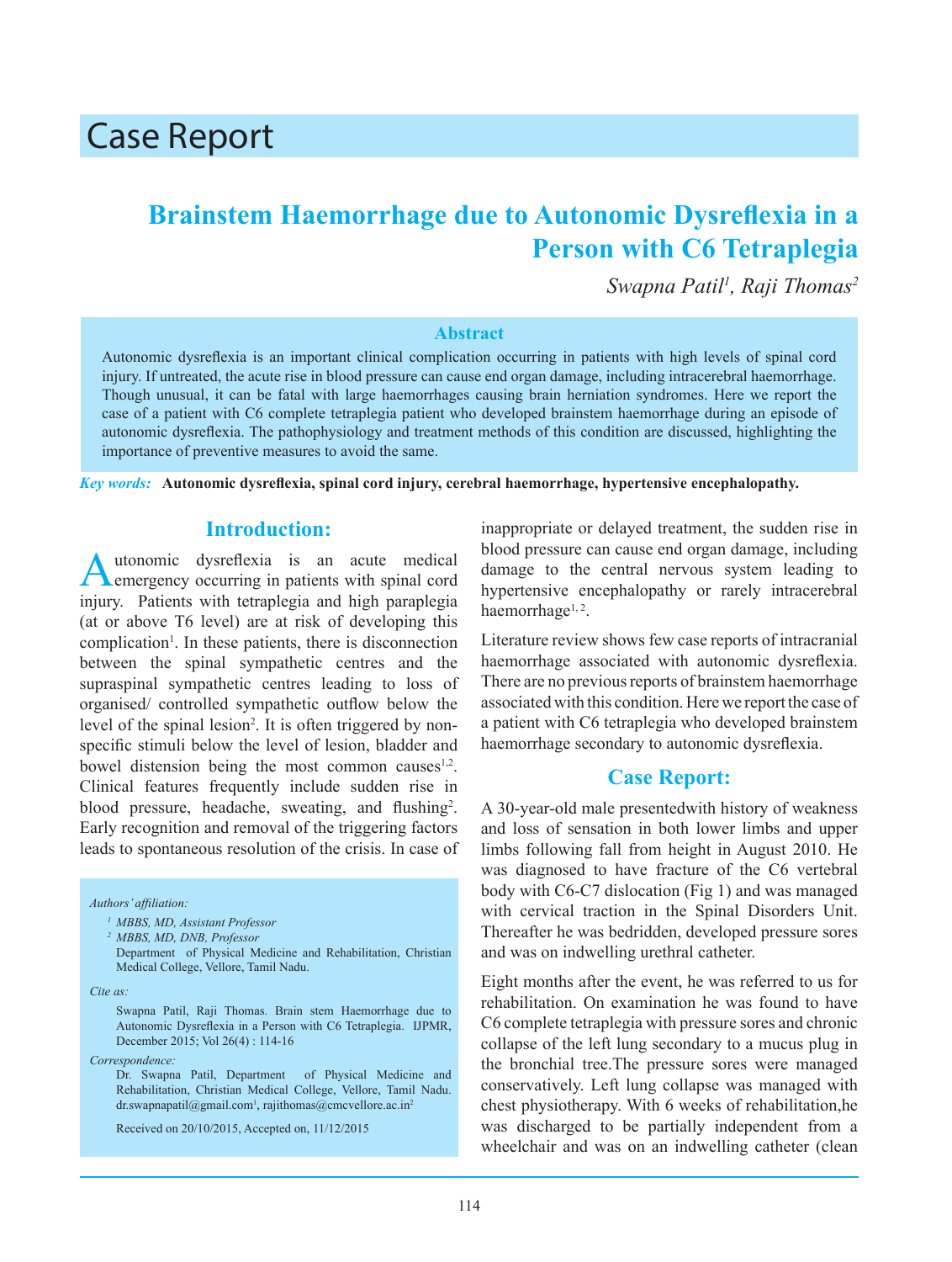Case Report

# Brainstem Haemorrhage due to Autonomic Dysreflexia in a Person with C6 Tetraplegia

*Swapna Patil[1], Raji Thomas[2]*

## Abstract

Autonomic dysreflexia is an important clinical complication occurring in patients with high levels of spinal cord injury. If untreated, the acute rise in blood pressure can cause end organ damage, including intracerebral haemorrhage. Though unusual, it can be fatal with large haemorrhages causing brain herniation syndromes. Here we report the case of a patient with C6 complete tetraplegia patient who developed brainstem haemorrhage during an episode of autonomic dysreflexia. The pathophysiology and treatment methods of this condition are discussed, highlighting the importance of preventive measures to avoid the same.

***Key words:*** **Autonomic dysreflexia, spinal cord injury, cerebral haemorrhage, hypertensive encephalopathy.**

## Introduction:

Autonomic dysreflexia is an acute medical emergency occurring in patients with spinal cord injury. Patients with tetraplegia and high paraplegia (at or above T6 level) are at risk of developing this complication[1]. In these patients, there is disconnection between the spinal sympathetic centres and the supraspinal sympathetic centres leading to loss of organised/ controlled sympathetic outflow below the level of the spinal lesion[2]. It is often triggered by non-specific stimuli below the level of lesion, bladder and bowel distension being the most common causes[1,2]. Clinical features frequently include sudden rise in blood pressure, headache, sweating, and flushing[2]. Early recognition and removal of the triggering factors leads to spontaneous resolution of the crisis. In case of inappropriate or delayed treatment, the sudden rise in blood pressure can cause end organ damage, including damage to the central nervous system leading to hypertensive encephalopathy or rarely intracerebral haemorrhage[1, 2].

Literature review shows few case reports of intracranial haemorrhage associated with autonomic dysreflexia. There are no previous reports of brainstem haemorrhage associated with this condition. Here we report the case of a patient with C6 tetraplegia who developed brainstem haemorrhage secondary to autonomic dysreflexia.

*Authors' affiliation:*

[1] MBBS, MD, Assistant Professor

[2] MBBS, MD, DNB, Professor

Department of Physical Medicine and Rehabilitation, Christian Medical College, Vellore, Tamil Nadu.

*Cite as:*

Swapna Patil, Raji Thomas. Brain stem Haemorrhage due to Autonomic Dysreflexia in a Person with C6 Tetraplegia. IJPMR, December 2015; Vol 26(4) : 114-16

*Correspondence:*

Dr. Swapna Patil, Department of Physical Medicine and Rehabilitation, Christian Medical College, Vellore, Tamil Nadu. dr.swapnapatil@gmail.com[1], rajithomas@cmcvellore.ac.in[2]

Received on 20/10/2015, Accepted on, 11/12/2015

## Case Report:

A 30-year-old male presentedwith history of weakness and loss of sensation in both lower limbs and upper limbs following fall from height in August 2010. He was diagnosed to have fracture of the C6 vertebral body with C6-C7 dislocation (Fig 1) and was managed with cervical traction in the Spinal Disorders Unit. Thereafter he was bedridden, developed pressure sores and was on indwelling urethral catheter.

Eight months after the event, he was referred to us for rehabilitation. On examination he was found to have C6 complete tetraplegia with pressure sores and chronic collapse of the left lung secondary to a mucus plug in the bronchial tree.The pressure sores were managed conservatively. Left lung collapse was managed with chest physiotherapy. With 6 weeks of rehabilitation,he was discharged to be partially independent from a wheelchair and was on an indwelling catheter (clean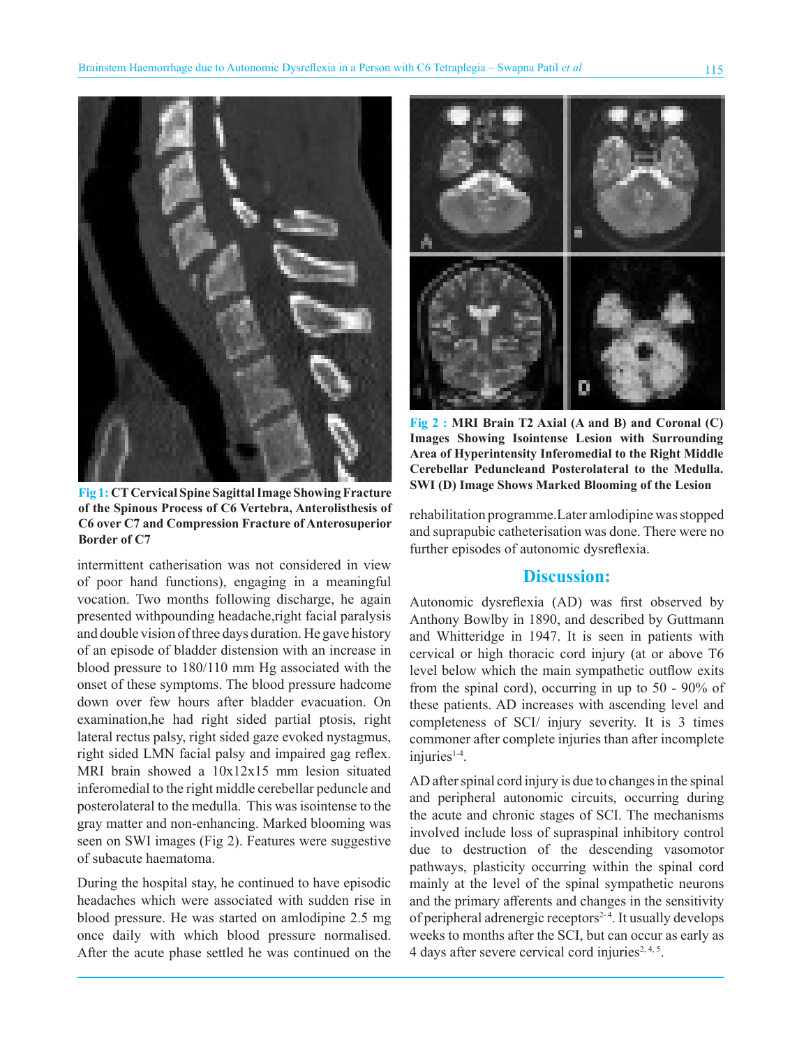**Fig 1:** CT Cervical Spine Sagittal Image Showing Fracture of the Spinous Process of C6 Vertebra, Anterolisthesis of C6 over C7 and Compression Fracture of Anterosuperior Border of C7

intermittent catherisation was not considered in view of poor hand functions), engaging in a meaningful vocation. Two months following discharge, he again presented withpounding headache,right facial paralysis and double vision of three days duration. He gave history of an episode of bladder distension with an increase in blood pressure to 180/110 mm Hg associated with the onset of these symptoms. The blood pressure hadcome down over few hours after bladder evacuation. On examination,he had right sided partial ptosis, right lateral rectus palsy, right sided gaze evoked nystagmus, right sided LMN facial palsy and impaired gag reflex. MRI brain showed a 10x12x15 mm lesion situated inferomedial to the right middle cerebellar peduncle and posterolateral to the medulla. This was isointense to the gray matter and non-enhancing. Marked blooming was seen on SWI images (Fig 2). Features were suggestive of subacute haematoma.

During the hospital stay, he continued to have episodic headaches which were associated with sudden rise in blood pressure. He was started on amlodipine 2.5 mg once daily with which blood pressure normalised. After the acute phase settled he was continued on the rehabilitation programme.Later amlodipine was stopped and suprapubic catheterisation was done. There were no further episodes of autonomic dysreflexia.

**Fig 2 :** MRI Brain T2 Axial (A and B) and Coronal (C) Images Showing Isointense Lesion with Surrounding Area of Hyperintensity Inferomedial to the Right Middle Cerebellar Peduncleand Posterolateral to the Medulla. SWI (D) Image Shows Marked Blooming of the Lesion

## Discussion:

Autonomic dysreflexia (AD) was first observed by Anthony Bowlby in 1890, and described by Guttmann and Whitteridge in 1947. It is seen in patients with cervical or high thoracic cord injury (at or above T6 level below which the main sympathetic outflow exits from the spinal cord), occurring in up to 50 - 90% of these patients. AD increases with ascending level and completeness of SCI/ injury severity. It is 3 times commoner after complete injuries than after incomplete injuries[1-4].

AD after spinal cord injury is due to changes in the spinal and peripheral autonomic circuits, occurring during the acute and chronic stages of SCI. The mechanisms involved include loss of supraspinal inhibitory control due to destruction of the descending vasomotor pathways, plasticity occurring within the spinal cord mainly at the level of the spinal sympathetic neurons and the primary afferents and changes in the sensitivity of peripheral adrenergic receptors[2-4]. It usually develops weeks to months after the SCI, but can occur as early as 4 days after severe cervical cord injuries[2, 4, 5].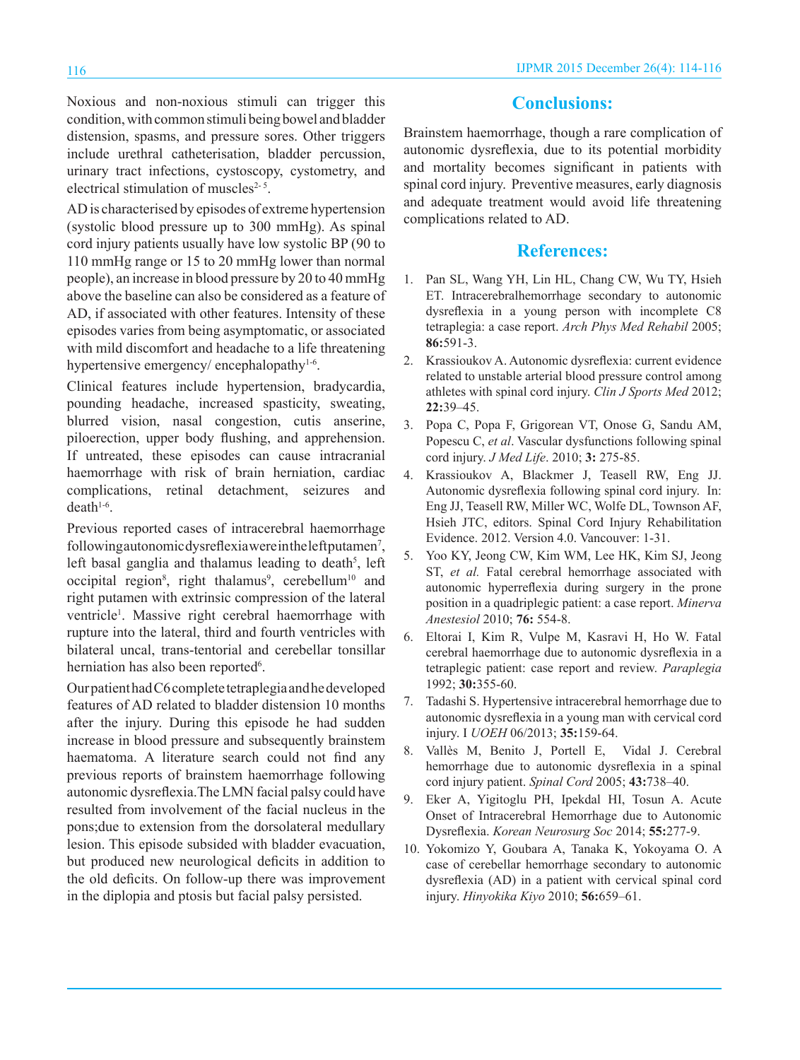Noxious and non-noxious stimuli can trigger this condition, with common stimuli being bowel and bladder distension, spasms, and pressure sores. Other triggers include urethral catheterisation, bladder percussion, urinary tract infections, cystoscopy, cystometry, and electrical stimulation of muscles[2-5].

AD is characterised by episodes of extreme hypertension (systolic blood pressure up to 300 mmHg). As spinal cord injury patients usually have low systolic BP (90 to 110 mmHg range or 15 to 20 mmHg lower than normal people), an increase in blood pressure by 20 to 40 mmHg above the baseline can also be considered as a feature of AD, if associated with other features. Intensity of these episodes varies from being asymptomatic, or associated with mild discomfort and headache to a life threatening hypertensive emergency/ encephalopathy[1-6].

Clinical features include hypertension, bradycardia, pounding headache, increased spasticity, sweating, blurred vision, nasal congestion, cutis anserine, piloerection, upper body flushing, and apprehension. If untreated, these episodes can cause intracranial haemorrhage with risk of brain herniation, cardiac complications, retinal detachment, seizures and death[1-6].

Previous reported cases of intracerebral haemorrhage following autonomic dysreflexia were in the left putamen[7], left basal ganglia and thalamus leading to death[5], left occipital region[8], right thalamus[9], cerebellum[10] and right putamen with extrinsic compression of the lateral ventricle[1]. Massive right cerebral haemorrhage with rupture into the lateral, third and fourth ventricles with bilateral uncal, trans-tentorial and cerebellar tonsillar herniation has also been reported[6].

Our patient had C6 complete tetraplegia and he developed features of AD related to bladder distension 10 months after the injury. During this episode he had sudden increase in blood pressure and subsequently brainstem haematoma. A literature search could not find any previous reports of brainstem haemorrhage following autonomic dysreflexia.The LMN facial palsy could have resulted from involvement of the facial nucleus in the pons;due to extension from the dorsolateral medullary lesion. This episode subsided with bladder evacuation, but produced new neurological deficits in addition to the old deficits. On follow-up there was improvement in the diplopia and ptosis but facial palsy persisted.

## Conclusions:

Brainstem haemorrhage, though a rare complication of autonomic dysreflexia, due to its potential morbidity and mortality becomes significant in patients with spinal cord injury. Preventive measures, early diagnosis and adequate treatment would avoid life threatening complications related to AD.

## References:

1. Pan SL, Wang YH, Lin HL, Chang CW, Wu TY, Hsieh ET. Intracerebralhemorrhage secondary to autonomic dysreflexia in a young person with incomplete C8 tetraplegia: a case report. *Arch Phys Med Rehabil* 2005; **86:**591-3.
2. Krassioukov A. Autonomic dysreflexia: current evidence related to unstable arterial blood pressure control among athletes with spinal cord injury. *Clin J Sports Med* 2012; **22:**39–45.
3. Popa C, Popa F, Grigorean VT, Onose G, Sandu AM, Popescu C, *et al*. Vascular dysfunctions following spinal cord injury. *J Med Life*. 2010; **3:** 275-85.
4. Krassioukov A, Blackmer J, Teasell RW, Eng JJ. Autonomic dysreflexia following spinal cord injury. In: Eng JJ, Teasell RW, Miller WC, Wolfe DL, Townson AF, Hsieh JTC, editors. Spinal Cord Injury Rehabilitation Evidence. 2012. Version 4.0. Vancouver: 1-31.
5. Yoo KY, Jeong CW, Kim WM, Lee HK, Kim SJ, Jeong ST, *et al.* Fatal cerebral hemorrhage associated with autonomic hyperreflexia during surgery in the prone position in a quadriplegic patient: a case report. *Minerva Anestesiol* 2010; **76:** 554-8.
6. Eltorai I, Kim R, Vulpe M, Kasravi H, Ho W. Fatal cerebral haemorrhage due to autonomic dysreflexia in a tetraplegic patient: case report and review. *Paraplegia* 1992; **30:**355-60.
7. Tadashi S. Hypertensive intracerebral hemorrhage due to autonomic dysreflexia in a young man with cervical cord injury. I *UOEH* 06/2013; **35:**159-64.
8. Vallès M, Benito J, Portell E, Vidal J. Cerebral hemorrhage due to autonomic dysreflexia in a spinal cord injury patient. *Spinal Cord* 2005; **43:**738–40.
9. Eker A, Yigitoglu PH, Ipekdal HI, Tosun A. Acute Onset of Intracerebral Hemorrhage due to Autonomic Dysreflexia. *Korean Neurosurg Soc* 2014; **55:**277-9.
10. Yokomizo Y, Goubara A, Tanaka K, Yokoyama O. A case of cerebellar hemorrhage secondary to autonomic dysreflexia (AD) in a patient with cervical spinal cord injury. *Hinyokika Kiyo* 2010; **56:**659–61.